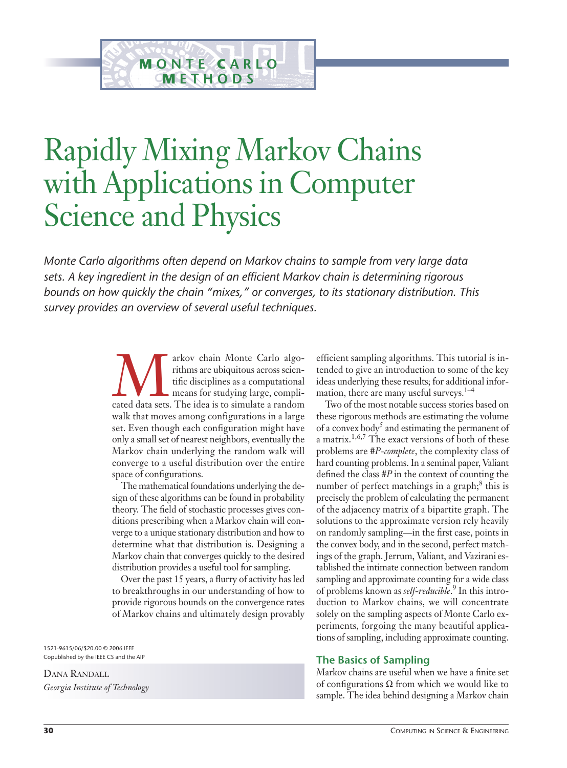# Rapidly Mixing Markov Chains with Applications in Computer Science and Physics

*Monte Carlo algorithms often depend on Markov chains to sample from very large data sets. A key ingredient in the design of an efficient Markov chain is determining rigorous bounds on how quickly the chain "mixes," or converges, to its stationary distribution. This survey provides an overview of several useful techniques.*

Dana Randall
*Georgia Institute of Technology*

Markov chain Monte Carlo algorithms are ubiquitous across scientific disciplines as a computational means for studying large, complicated data sets. The idea is to simulate a random walk that moves among configurations in a large set. Even though each configuration might have only a small set of nearest neighbors, eventually the Markov chain underlying the random walk will converge to a useful distribution over the entire space of configurations.

The mathematical foundations underlying the design of these algorithms can be found in probability theory. The field of stochastic processes gives conditions prescribing when a Markov chain will converge to a unique stationary distribution and how to determine what that distribution is. Designing a Markov chain that converges quickly to the desired distribution provides a useful tool for sampling.

Over the past 15 years, a flurry of activity has led to breakthroughs in our understanding of how to provide rigorous bounds on the convergence rates of Markov chains and ultimately design provably efficient sampling algorithms. This tutorial is intended to give an introduction to some of the key ideas underlying these results; for additional information, there are many useful surveys.[1–4]

Two of the most notable success stories based on these rigorous methods are estimating the volume of a convex body[5] and estimating the permanent of a matrix.[1,6,7] The exact versions of both of these problems are *#P-complete*, the complexity class of hard counting problems. In a seminal paper, Valiant defined the class *#P* in the context of counting the number of perfect matchings in a graph;[8] this is precisely the problem of calculating the permanent of the adjacency matrix of a bipartite graph. The solutions to the approximate version rely heavily on randomly sampling—in the first case, points in the convex body, and in the second, perfect matchings of the graph. Jerrum, Valiant, and Vazirani established the intimate connection between random sampling and approximate counting for a wide class of problems known as *self-reducible*.[9] In this introduction to Markov chains, we will concentrate solely on the sampling aspects of Monte Carlo experiments, forgoing the many beautiful applications of sampling, including approximate counting.

## The Basics of Sampling

Markov chains are useful when we have a finite set of configurations $\Omega$ from which we would like to sample. The idea behind designing a Markov chain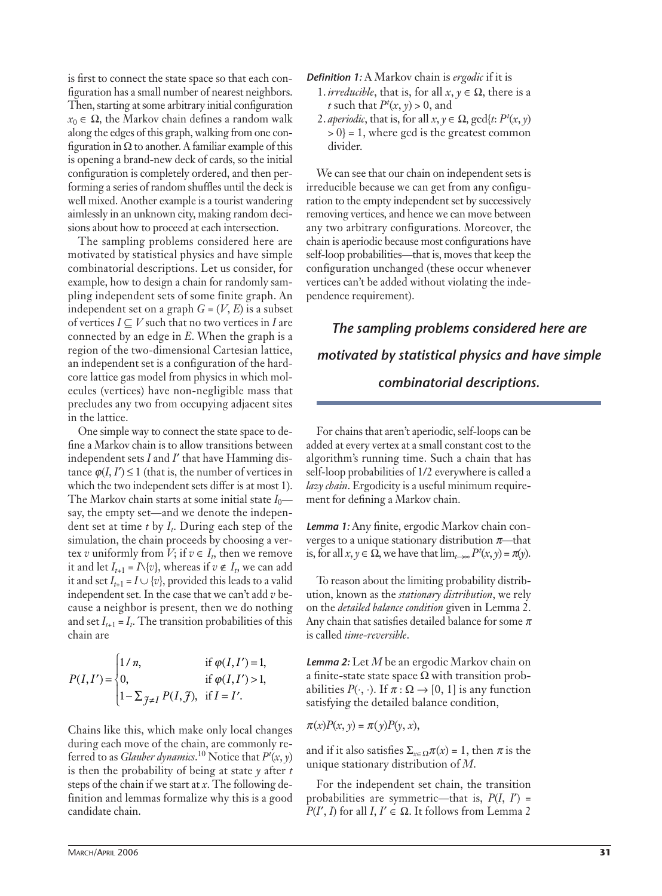is first to connect the state space so that each configuration has a small number of nearest neighbors. Then, starting at some arbitrary initial configuration $x_0 \in \Omega$, the Markov chain defines a random walk along the edges of this graph, walking from one configuration in $\Omega$ to another. A familiar example of this is opening a brand-new deck of cards, so the initial configuration is completely ordered, and then performing a series of random shuffles until the deck is well mixed. Another example is a tourist wandering aimlessly in an unknown city, making random decisions about how to proceed at each intersection.

The sampling problems considered here are motivated by statistical physics and have simple combinatorial descriptions. Let us consider, for example, how to design a chain for randomly sampling independent sets of some finite graph. An independent set on a graph $G = (V, E)$ is a subset of vertices $I \subseteq V$ such that no two vertices in $I$ are connected by an edge in $E$. When the graph is a region of the two-dimensional Cartesian lattice, an independent set is a configuration of the hard-core lattice gas model from physics in which molecules (vertices) have non-negligible mass that precludes any two from occupying adjacent sites in the lattice.

One simple way to connect the state space to define a Markov chain is to allow transitions between independent sets $I$ and $I'$ that have Hamming distance $\varphi(I, I') \leq 1$ (that is, the number of vertices in which the two independent sets differ is at most 1). The Markov chain starts at some initial state $I_0$—say, the empty set—and we denote the independent set at time $t$ by $I_t$. During each step of the simulation, the chain proceeds by choosing a vertex $v$ uniformly from $V$; if $v \in I_t$, then we remove it and let $I_{t+1} = I \setminus \{v\}$, whereas if $v \notin I_t$, we can add it and set $I_{t+1} = I \cup \{v\}$, provided this leads to a valid independent set. In the case that we can't add $v$ because a neighbor is present, then we do nothing and set $I_{t+1} = I_t$. The transition probabilities of this chain are

$$P(I, I') = \begin{cases} 1/n, & \text{if } \varphi(I, I') = 1, \\ 0, & \text{if } \varphi(I, I') > 1, \\ 1 - \sum_{\mathcal{J} \neq I} P(I, \mathcal{J}), & \text{if } I = I'. \end{cases}$$

Chains like this, which make only local changes during each move of the chain, are commonly referred to as *Glauber dynamics*.[10] Notice that $P^t(x, y)$ is then the probability of being at state $y$ after $t$ steps of the chain if we start at $x$. The following definition and lemmas formalize why this is a good candidate chain.

***Definition 1:*** A Markov chain is *ergodic* if it is

1. *irreducible*, that is, for all $x, y \in \Omega$, there is a $t$ such that $P^t(x, y) > 0$, and
2. *aperiodic*, that is, for all $x, y \in \Omega$, $\gcd\{t: P^t(x, y) > 0\} = 1$, where gcd is the greatest common divider.

We can see that our chain on independent sets is irreducible because we can get from any configuration to the empty independent set by successively removing vertices, and hence we can move between any two arbitrary configurations. Moreover, the chain is aperiodic because most configurations have self-loop probabilities—that is, moves that keep the configuration unchanged (these occur whenever vertices can't be added without violating the independence requirement).

*The sampling problems considered here are motivated by statistical physics and have simple combinatorial descriptions.*

For chains that aren't aperiodic, self-loops can be added at every vertex at a small constant cost to the algorithm's running time. Such a chain that has self-loop probabilities of 1/2 everywhere is called a *lazy chain*. Ergodicity is a useful minimum requirement for defining a Markov chain.

***Lemma 1:*** Any finite, ergodic Markov chain converges to a unique stationary distribution $\pi$—that is, for all $x, y \in \Omega$, we have that $\lim_{t\to\infty} P^t(x, y) = \pi(y)$.

To reason about the limiting probability distribution, known as the *stationary distribution*, we rely on the *detailed balance condition* given in Lemma 2. Any chain that satisfies detailed balance for some $\pi$ is called *time-reversible*.

***Lemma 2:*** Let $M$ be an ergodic Markov chain on a finite-state state space $\Omega$ with transition probabilities $P(\cdot, \cdot)$. If $\pi : \Omega \to [0, 1]$ is any function satisfying the detailed balance condition,

$$\pi(x)P(x, y) = \pi(y)P(y, x),$$

and if it also satisfies $\Sigma_{x\in\Omega}\pi(x) = 1$, then $\pi$ is the unique stationary distribution of $M$.

For the independent set chain, the transition probabilities are symmetric—that is, $P(I, I') = P(I', I)$ for all $I, I' \in \Omega$. It follows from Lemma 2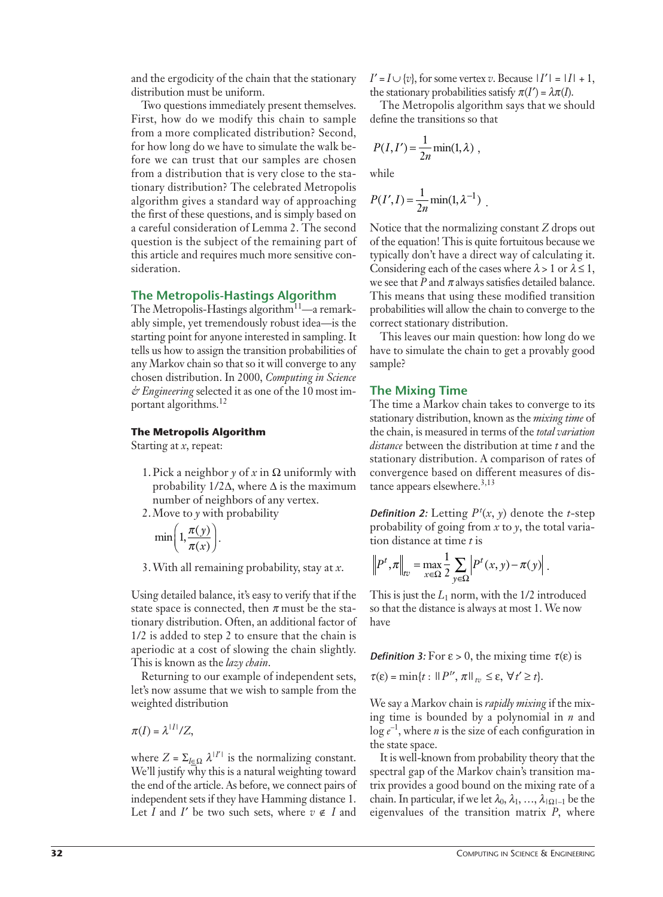and the ergodicity of the chain that the stationary distribution must be uniform.

Two questions immediately present themselves. First, how do we modify this chain to sample from a more complicated distribution? Second, for how long do we have to simulate the walk before we can trust that our samples are chosen from a distribution that is very close to the stationary distribution? The celebrated Metropolis algorithm gives a standard way of approaching the first of these questions, and is simply based on a careful consideration of Lemma 2. The second question is the subject of the remaining part of this article and requires much more sensitive consideration.

## The Metropolis-Hastings Algorithm

The Metropolis-Hastings algorithm[11]—a remarkably simple, yet tremendously robust idea—is the starting point for anyone interested in sampling. It tells us how to assign the transition probabilities of any Markov chain so that so it will converge to any chosen distribution. In 2000, *Computing in Science & Engineering* selected it as one of the 10 most important algorithms.[12]

### The Metropolis Algorithm

Starting at $x$, repeat:

1. Pick a neighbor $y$ of $x$ in $\Omega$ uniformly with probability $1/2\Delta$, where $\Delta$ is the maximum number of neighbors of any vertex.
2. Move to $y$ with probability
$$\min\left(1, \frac{\pi(y)}{\pi(x)}\right).$$
3. With all remaining probability, stay at $x$.

Using detailed balance, it's easy to verify that if the state space is connected, then $\pi$ must be the stationary distribution. Often, an additional factor of 1/2 is added to step 2 to ensure that the chain is aperiodic at a cost of slowing the chain slightly. This is known as the *lazy chain*.

Returning to our example of independent sets, let's now assume that we wish to sample from the weighted distribution

$$\pi(I) = \lambda^{|I|}/Z,$$

where $Z = \Sigma_{I \in \Omega} \lambda^{|I'|}$ is the normalizing constant. We'll justify why this is a natural weighting toward the end of the article. As before, we connect pairs of independent sets if they have Hamming distance 1. Let $I$ and $I'$ be two such sets, where $v \notin I$ and $I' = I \cup \{v\}$, for some vertex $v$. Because $|I'| = |I| + 1$, the stationary probabilities satisfy $\pi(I') = \lambda\pi(I)$.

The Metropolis algorithm says that we should define the transitions so that

$$P(I, I') = \frac{1}{2n}\min(1, \lambda),$$

while

$$P(I', I) = \frac{1}{2n}\min(1, \lambda^{-1}).$$

Notice that the normalizing constant $Z$ drops out of the equation! This is quite fortuitous because we typically don't have a direct way of calculating it. Considering each of the cases where $\lambda > 1$ or $\lambda \le 1$, we see that $P$ and $\pi$ always satisfies detailed balance. This means that using these modified transition probabilities will allow the chain to converge to the correct stationary distribution.

This leaves our main question: how long do we have to simulate the chain to get a provably good sample?

## The Mixing Time

The time a Markov chain takes to converge to its stationary distribution, known as the *mixing time* of the chain, is measured in terms of the *total variation distance* between the distribution at time $t$ and the stationary distribution. A comparison of rates of convergence based on different measures of distance appears elsewhere.[3,13]

***Definition 2:*** Letting $P^t(x, y)$ denote the $t$-step probability of going from $x$ to $y$, the total variation distance at time $t$ is

$$\left\|P^t, \pi\right\|_{tv} = \max_{x \in \Omega} \frac{1}{2} \sum_{y \in \Omega} \left|P^t(x, y) - \pi(y)\right|.$$

This is just the $L_1$ norm, with the 1/2 introduced so that the distance is always at most 1. We now have

***Definition 3:*** For $\varepsilon > 0$, the mixing time $\tau(\varepsilon)$ is

$$\tau(\varepsilon) = \min\{t : \|P^{t'}, \pi\|_{tv} \le \varepsilon, \forall t' \ge t\}.$$

We say a Markov chain is *rapidly mixing* if the mixing time is bounded by a polynomial in $n$ and $\log e^{-1}$, where $n$ is the size of each configuration in the state space.

It is well-known from probability theory that the spectral gap of the Markov chain's transition matrix provides a good bound on the mixing rate of a chain. In particular, if we let $\lambda_0, \lambda_1, \ldots, \lambda_{|\Omega|-1}$ be the eigenvalues of the transition matrix $P$, where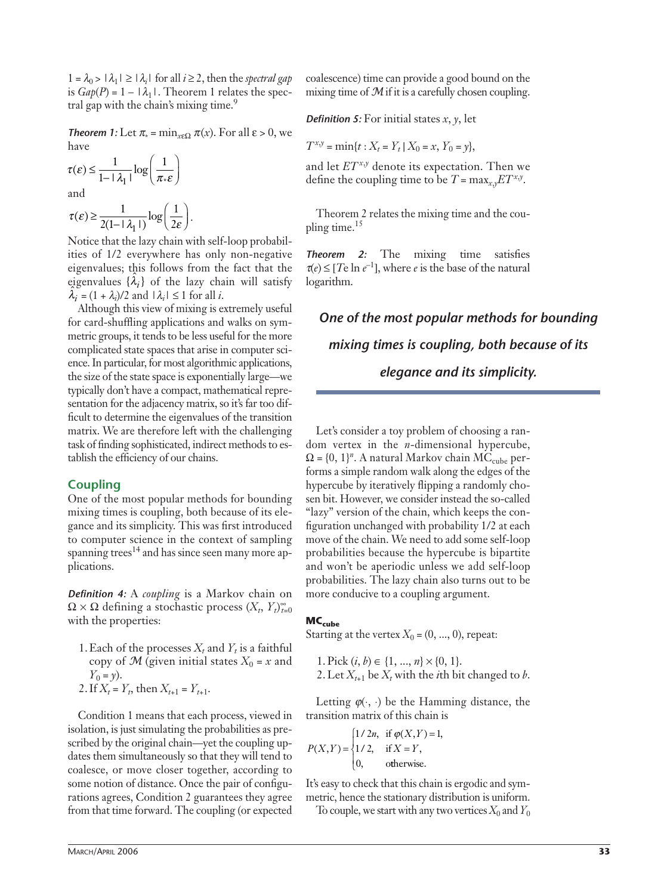$1 = \lambda_0 > |\lambda_1| \geq |\lambda_i|$ for all $i \geq 2$, then the *spectral gap* is $Gap(P) = 1 - |\lambda_1|$. Theorem 1 relates the spectral gap with the chain's mixing time.[9]

***Theorem 1:*** Let $\pi_* = \min_{x \in \Omega} \pi(x)$. For all $\varepsilon > 0$, we have

$$\tau(\varepsilon) \leq \frac{1}{1 - |\lambda_1|} \log\left(\frac{1}{\pi_* \varepsilon}\right)$$

and

$$\tau(\varepsilon) \geq \frac{1}{2(1 - |\lambda_1|)} \log\left(\frac{1}{2\varepsilon}\right).$$

Notice that the lazy chain with self-loop probabilities of 1/2 everywhere has only non-negative eigenvalues; this follows from the fact that the eigenvalues $\{\hat{\lambda}_i\}$ of the lazy chain will satisfy $\hat{\lambda}_i = (1 + \lambda_i)/2$ and $|\lambda_i| \leq 1$ for all $i$.

Although this view of mixing is extremely useful for card-shuffling applications and walks on symmetric groups, it tends to be less useful for the more complicated state spaces that arise in computer science. In particular, for most algorithmic applications, the size of the state space is exponentially large—we typically don't have a compact, mathematical representation for the adjacency matrix, so it's far too difficult to determine the eigenvalues of the transition matrix. We are therefore left with the challenging task of finding sophisticated, indirect methods to establish the efficiency of our chains.

## Coupling

One of the most popular methods for bounding mixing times is coupling, both because of its elegance and its simplicity. This was first introduced to computer science in the context of sampling spanning trees[14] and has since seen many more applications.

***Definition 4:*** A *coupling* is a Markov chain on $\Omega \times \Omega$ defining a stochastic process $(X_t, Y_t)_{t=0}^{\infty}$ with the properties:

1. Each of the processes $X_t$ and $Y_t$ is a faithful copy of $\mathcal{M}$ (given initial states $X_0 = x$ and $Y_0 = y$).
2. If $X_t = Y_t$, then $X_{t+1} = Y_{t+1}$.

Condition 1 means that each process, viewed in isolation, is just simulating the probabilities as prescribed by the original chain—yet the coupling updates them simultaneously so that they will tend to coalesce, or move closer together, according to some notion of distance. Once the pair of configurations agrees, Condition 2 guarantees they agree from that time forward. The coupling (or expected coalescence) time can provide a good bound on the mixing time of $\mathcal{M}$ if it is a carefully chosen coupling.

***Definition 5:*** For initial states $x$, $y$, let

$$T^{x,y} = \min\{t : X_t = Y_t \mid X_0 = x, Y_0 = y\},$$

and let $ET^{x,y}$ denote its expectation. Then we define the coupling time to be $T = \max_{x,y} ET^{x,y}$.

Theorem 2 relates the mixing time and the coupling time.[15]

***Theorem 2:*** The mixing time satisfies $\tau(e) \leq \lceil Te \ln e^{-1} \rceil$, where $e$ is the base of the natural logarithm.

*One of the most popular methods for bounding mixing times is coupling, both because of its elegance and its simplicity.*

Let's consider a toy problem of choosing a random vertex in the $n$-dimensional hypercube, $\Omega = \{0, 1\}^n$. A natural Markov chain $MC_{cube}$ performs a simple random walk along the edges of the hypercube by iteratively flipping a randomly chosen bit. However, we consider instead the so-called "lazy" version of the chain, which keeps the configuration unchanged with probability 1/2 at each move of the chain. We need to add some self-loop probabilities because the hypercube is bipartite and won't be aperiodic unless we add self-loop probabilities. The lazy chain also turns out to be more conducive to a coupling argument.

### $MC_{cube}$

Starting at the vertex $X_0 = (0, \ldots, 0)$, repeat:

1. Pick $(i, b) \in \{1, \ldots, n\} \times \{0, 1\}$.
2. Let $X_{t+1}$ be $X_t$ with the $i$th bit changed to $b$.

Letting $\varphi(\cdot, \cdot)$ be the Hamming distance, the transition matrix of this chain is

$$P(X, Y) = \begin{cases} 1/2n, & \text{if } \varphi(X, Y) = 1, \\ 1/2, & \text{if } X = Y, \\ 0, & \text{otherwise.} \end{cases}$$

It's easy to check that this chain is ergodic and symmetric, hence the stationary distribution is uniform.

To couple, we start with any two vertices $X_0$ and $Y_0$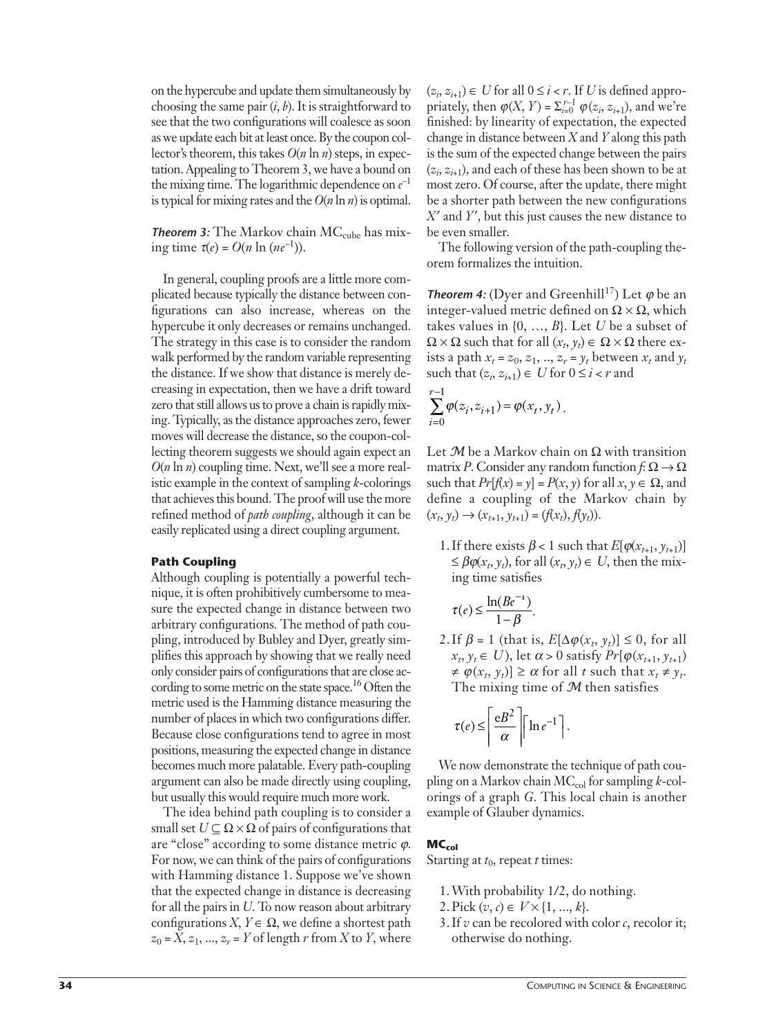on the hypercube and update them simultaneously by choosing the same pair $(i, b)$. It is straightforward to see that the two configurations will coalesce as soon as we update each bit at least once. By the coupon collector's theorem, this takes $O(n \ln n)$ steps, in expectation. Appealing to Theorem 3, we have a bound on the mixing time. The logarithmic dependence on $e^{-1}$ is typical for mixing rates and the $O(n \ln n)$ is optimal.

***Theorem 3:*** The Markov chain $MC_{cube}$ has mixing time $\tau(e) = O(n \ln (ne^{-1}))$.

In general, coupling proofs are a little more complicated because typically the distance between configurations can also increase, whereas on the hypercube it only decreases or remains unchanged. The strategy in this case is to consider the random walk performed by the random variable representing the distance. If we show that distance is merely decreasing in expectation, then we have a drift toward zero that still allows us to prove a chain is rapidly mixing. Typically, as the distance approaches zero, fewer moves will decrease the distance, so the coupon-collecting theorem suggests we should again expect an $O(n \ln n)$ coupling time. Next, we'll see a more realistic example in the context of sampling $k$-colorings that achieves this bound. The proof will use the more refined method of *path coupling*, although it can be easily replicated using a direct coupling argument.

### Path Coupling

Although coupling is potentially a powerful technique, it is often prohibitively cumbersome to measure the expected change in distance between two arbitrary configurations. The method of path coupling, introduced by Bubley and Dyer, greatly simplifies this approach by showing that we really need only consider pairs of configurations that are close according to some metric on the state space.[16] Often the metric used is the Hamming distance measuring the number of places in which two configurations differ. Because close configurations tend to agree in most positions, measuring the expected change in distance becomes much more palatable. Every path-coupling argument can also be made directly using coupling, but usually this would require much more work.

The idea behind path coupling is to consider a small set $U \subseteq \Omega \times \Omega$ of pairs of configurations that are "close" according to some distance metric $\varphi$. For now, we can think of the pairs of configurations with Hamming distance 1. Suppose we've shown that the expected change in distance is decreasing for all the pairs in $U$. To now reason about arbitrary configurations $X, Y \in \Omega$, we define a shortest path $z_0 = X, z_1, \ldots, z_r = Y$ of length $r$ from $X$ to $Y$, where $(z_i, z_{i+1}) \in U$ for all $0 \le i < r$. If $U$ is defined appropriately, then $\varphi(X, Y) = \sum_{i=0}^{r-1} \varphi(z_i, z_{i+1})$, and we're finished: by linearity of expectation, the expected change in distance between $X$ and $Y$ along this path is the sum of the expected change between the pairs $(z_i, z_{i+1})$, and each of these has been shown to be at most zero. Of course, after the update, there might be a shorter path between the new configurations $X'$ and $Y'$, but this just causes the new distance to be even smaller.

The following version of the path-coupling theorem formalizes the intuition.

***Theorem 4:*** (Dyer and Greenhill[17]) Let $\varphi$ be an integer-valued metric defined on $\Omega \times \Omega$, which takes values in $\{0, \ldots, B\}$. Let $U$ be a subset of $\Omega \times \Omega$ such that for all $(x_t, y_t) \in \Omega \times \Omega$ there exists a path $x_t = z_0, z_1, .., z_r = y_t$ between $x_t$ and $y_t$ such that $(z_i, z_{i+1}) \in U$ for $0 \le i < r$ and

$$\sum_{i=0}^{r-1} \varphi(z_i, z_{i+1}) = \varphi(x_t, y_t).$$

Let $\mathcal{M}$ be a Markov chain on $\Omega$ with transition matrix $P$. Consider any random function $f: \Omega \to \Omega$ such that $Pr[f(x) = y] = P(x, y)$ for all $x, y \in \Omega$, and define a coupling of the Markov chain by $(x_t, y_t) \to (x_{t+1}, y_{t+1}) = (f(x_t), f(y_t))$.

1. If there exists $\beta < 1$ such that $E[\varphi(x_{t+1}, y_{t+1})] \le \beta\varphi(x_t, y_t)$, for all $(x_t, y_t) \in U$, then the mixing time satisfies

$$\tau(e) \le \frac{\ln(Be^{-1})}{1-\beta}.$$

2. If $\beta = 1$ (that is, $E[\Delta\varphi(x_t, y_t)] \le 0$, for all $x_t, y_t \in U$), let $\alpha > 0$ satisfy $Pr[\varphi(x_{t+1}, y_{t+1}) \ne \varphi(x_t, y_t)] \ge \alpha$ for all $t$ such that $x_t \ne y_t$. The mixing time of $\mathcal{M}$ then satisfies

$$\tau(e) \le \left\lceil \frac{eB^2}{\alpha} \right\rceil \left\lceil \ln e^{-1} \right\rceil.$$

We now demonstrate the technique of path coupling on a Markov chain $MC_{col}$ for sampling $k$-colorings of a graph $G$. This local chain is another example of Glauber dynamics.

#### $MC_{col}$

Starting at $t_0$, repeat $t$ times:

1. With probability 1/2, do nothing.
2. Pick $(v, c) \in V \times \{1, \ldots, k\}$.
3. If $v$ can be recolored with color $c$, recolor it; otherwise do nothing.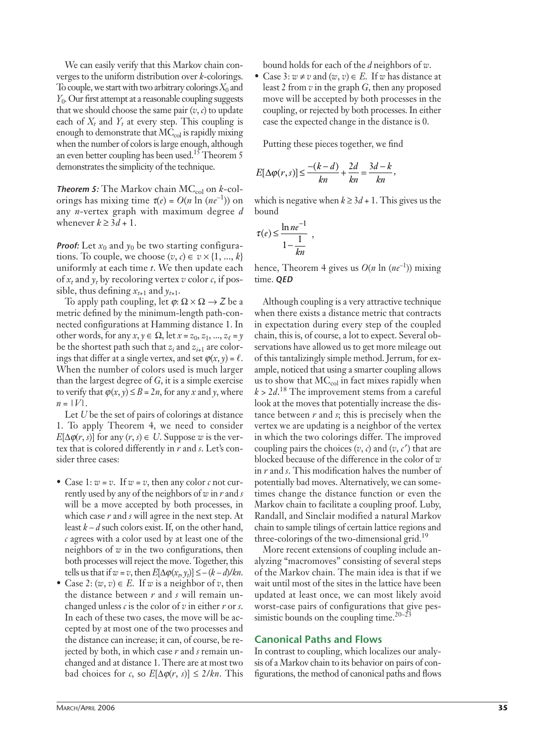We can easily verify that this Markov chain converges to the uniform distribution over $k$-colorings. To couple, we start with two arbitrary colorings $X_0$ and $Y_0$. Our first attempt at a reasonable coupling suggests that we should choose the same pair $(v, c)$ to update each of $X_t$ and $Y_t$ at every step. This coupling is enough to demonstrate that $MC_{col}$ is rapidly mixing when the number of colors is large enough, although an even better coupling has been used.[15] Theorem 5 demonstrates the simplicity of the technique.

***Theorem 5:*** The Markov chain $MC_{col}$ on $k$-colorings has mixing time $\tau(\varepsilon) = O(n \ln (n\varepsilon^{-1}))$ on any $n$-vertex graph with maximum degree $d$ whenever $k \geq 3d + 1$.

***Proof:*** Let $x_0$ and $y_0$ be two starting configurations. To couple, we choose $(v, c) \in v \times \{1, ..., k\}$ uniformly at each time $t$. We then update each of $x_t$ and $y_t$ by recoloring vertex $v$ color $c$, if possible, thus defining $x_{t+1}$ and $y_{t+1}$.

To apply path coupling, let $\varphi: \Omega \times \Omega \rightarrow Z$ be a metric defined by the minimum-length path-connected configurations at Hamming distance 1. In other words, for any $x, y \in \Omega$, let $x = z_0, z_1, ..., z_\ell = y$ be the shortest path such that $z_i$ and $z_{i+1}$ are colorings that differ at a single vertex, and set $\varphi(x, y) = \ell$. When the number of colors used is much larger than the largest degree of $G$, it is a simple exercise to verify that $\varphi(x, y) \leq B = 2n$, for any $x$ and $y$, where $n = |V|$.

Let $U$ be the set of pairs of colorings at distance 1. To apply Theorem 4, we need to consider $E[\Delta\varphi(r, s)]$ for any $(r, s) \in U$. Suppose $w$ is the vertex that is colored differently in $r$ and $s$. Let's consider three cases:

- Case 1: $w = v$. If $w = v$, then any color $c$ not currently used by any of the neighbors of $w$ in $r$ and $s$ will be a move accepted by both processes, in which case $r$ and $s$ will agree in the next step. At least $k - d$ such colors exist. If, on the other hand, $c$ agrees with a color used by at least one of the neighbors of $w$ in the two configurations, then both processes will reject the move. Together, this tells us that if $w = v$, then $E[\Delta\varphi(x_t, y_t)] \leq -(k - d)/kn$.
- Case 2: $(w, v) \in E$. If $w$ is a neighbor of $v$, then the distance between $r$ and $s$ will remain unchanged unless $c$ is the color of $v$ in either $r$ or $s$. In each of these two cases, the move will be accepted by at most one of the two processes and the distance can increase; it can, of course, be rejected by both, in which case $r$ and $s$ remain unchanged and at distance 1. There are at most two bad choices for $c$, so $E[\Delta\varphi(r, s)] \leq 2/kn$. This bound holds for each of the $d$ neighbors of $w$.
- Case 3: $w \neq v$ and $(w, v) \in E$. If $w$ has distance at least 2 from $v$ in the graph $G$, then any proposed move will be accepted by both processes in the coupling, or rejected by both processes. In either case the expected change in the distance is 0.

Putting these pieces together, we find

$$E[\Delta\varphi(r, s)] \leq \frac{-(k-d)}{kn} + \frac{2d}{kn} = \frac{3d-k}{kn},$$

which is negative when $k \geq 3d + 1$. This gives us the bound

$$\tau(\varepsilon) \leq \frac{\ln n\varepsilon^{-1}}{1 - \dfrac{1}{kn}},$$

hence, Theorem 4 gives us $O(n \ln (n\varepsilon^{-1}))$ mixing time. ***QED***

Although coupling is a very attractive technique when there exists a distance metric that contracts in expectation during every step of the coupled chain, this is, of course, a lot to expect. Several observations have allowed us to get more mileage out of this tantalizingly simple method. Jerrum, for example, noticed that using a smarter coupling allows us to show that $MC_{col}$ in fact mixes rapidly when $k > 2d$.[18] The improvement stems from a careful look at the moves that potentially increase the distance between $r$ and $s$; this is precisely when the vertex we are updating is a neighbor of the vertex in which the two colorings differ. The improved coupling pairs the choices $(v, c)$ and $(v, c')$ that are blocked because of the difference in the color of $w$ in $r$ and $s$. This modification halves the number of potentially bad moves. Alternatively, we can sometimes change the distance function or even the Markov chain to facilitate a coupling proof. Luby, Randall, and Sinclair modified a natural Markov chain to sample tilings of certain lattice regions and three-colorings of the two-dimensional grid.[19]

More recent extensions of coupling include analyzing "macromoves" consisting of several steps of the Markov chain. The main idea is that if we wait until most of the sites in the lattice have been updated at least once, we can most likely avoid worst-case pairs of configurations that give pessimistic bounds on the coupling time.[20–23]

## Canonical Paths and Flows

In contrast to coupling, which localizes our analysis of a Markov chain to its behavior on pairs of configurations, the method of canonical paths and flows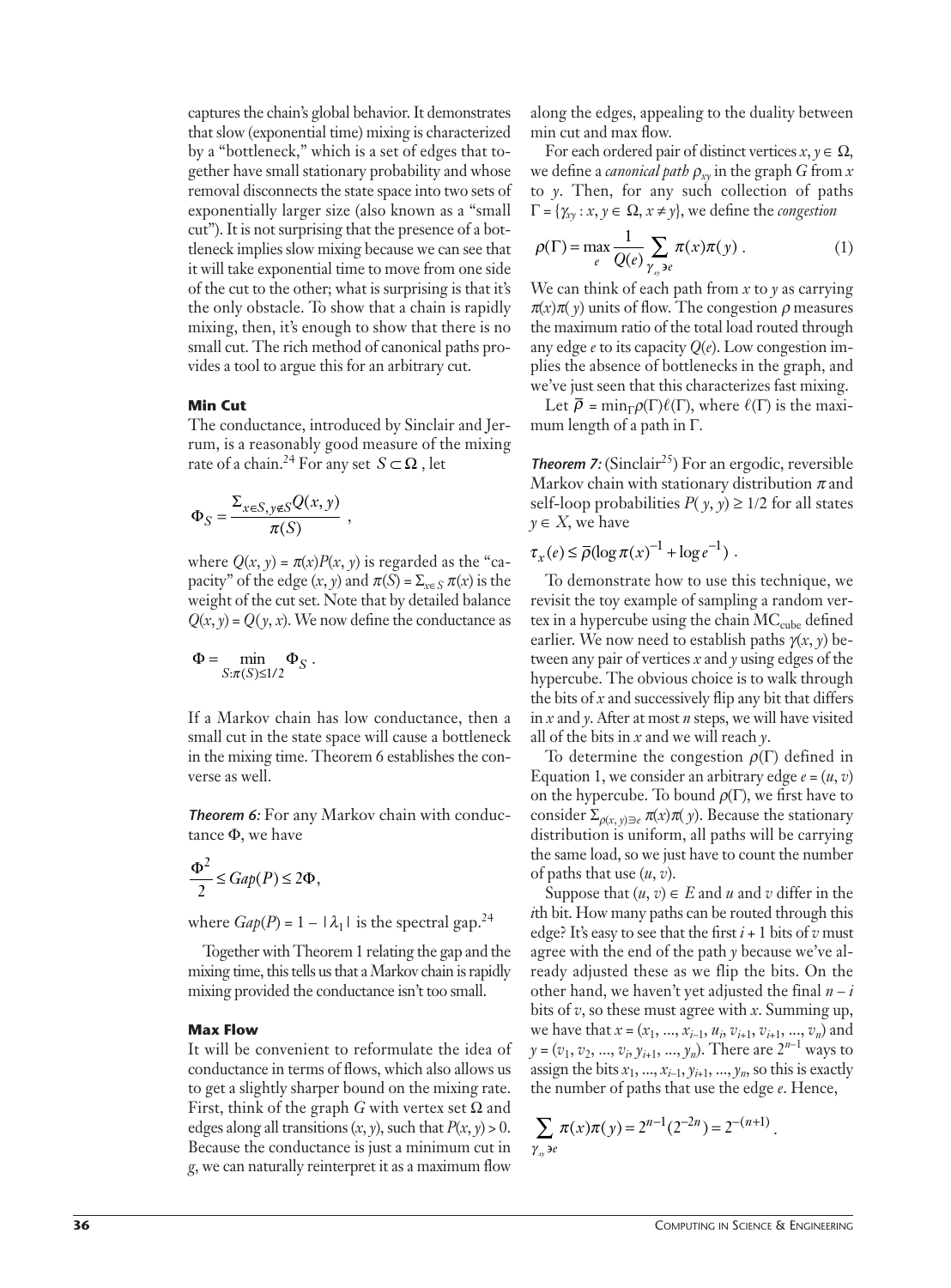captures the chain's global behavior. It demonstrates that slow (exponential time) mixing is characterized by a "bottleneck," which is a set of edges that together have small stationary probability and whose removal disconnects the state space into two sets of exponentially larger size (also known as a "small cut"). It is not surprising that the presence of a bottleneck implies slow mixing because we can see that it will take exponential time to move from one side of the cut to the other; what is surprising is that it's the only obstacle. To show that a chain is rapidly mixing, then, it's enough to show that there is no small cut. The rich method of canonical paths provides a tool to argue this for an arbitrary cut.

### Min Cut

The conductance, introduced by Sinclair and Jerrum, is a reasonably good measure of the mixing rate of a chain.[24] For any set $S \subset \Omega$, let

$$\Phi_S = \frac{\Sigma_{x \in S, y \notin S} Q(x, y)}{\pi(S)} ,$$

where $Q(x, y) = \pi(x)P(x, y)$ is regarded as the "capacity" of the edge $(x, y)$ and $\pi(S) = \Sigma_{x \in S}\, \pi(x)$ is the weight of the cut set. Note that by detailed balance $Q(x, y) = Q(y, x)$. We now define the conductance as

$$\Phi = \min_{S: \pi(S) \le 1/2} \Phi_S .$$

If a Markov chain has low conductance, then a small cut in the state space will cause a bottleneck in the mixing time. Theorem 6 establishes the converse as well.

***Theorem 6:*** For any Markov chain with conductance $\Phi$, we have

$$\frac{\Phi^2}{2} \le Gap(P) \le 2\Phi,$$

where $Gap(P) = 1 - |\lambda_1|$ is the spectral gap.[24]

Together with Theorem 1 relating the gap and the mixing time, this tells us that a Markov chain is rapidly mixing provided the conductance isn't too small.

### Max Flow

It will be convenient to reformulate the idea of conductance in terms of flows, which also allows us to get a slightly sharper bound on the mixing rate. First, think of the graph $G$ with vertex set $\Omega$ and edges along all transitions $(x, y)$, such that $P(x, y) > 0$. Because the conductance is just a minimum cut in $g$, we can naturally reinterpret it as a maximum flow along the edges, appealing to the duality between min cut and max flow.

For each ordered pair of distinct vertices $x, y \in \Omega$, we define a *canonical path* $\rho_{xy}$ in the graph $G$ from $x$ to $y$. Then, for any such collection of paths $\Gamma = \{\gamma_{xy} : x, y \in \Omega, x \ne y\}$, we define the *congestion*

$$\rho(\Gamma) = \max_e \frac{1}{Q(e)} \sum_{\gamma_{xy} \ni e} \pi(x)\pi(y) . \qquad (1)$$

We can think of each path from $x$ to $y$ as carrying $\pi(x)\pi(y)$ units of flow. The congestion $\rho$ measures the maximum ratio of the total load routed through any edge $e$ to its capacity $Q(e)$. Low congestion implies the absence of bottlenecks in the graph, and we've just seen that this characterizes fast mixing.

Let $\bar{\rho} = \min_\Gamma \rho(\Gamma)\ell(\Gamma)$, where $\ell(\Gamma)$ is the maximum length of a path in $\Gamma$.

***Theorem 7:*** (Sinclair[25]) For an ergodic, reversible Markov chain with stationary distribution $\pi$ and self-loop probabilities $P(y, y) \ge 1/2$ for all states $y \in X$, we have

$$\tau_x(e) \le \bar{\rho}(\log \pi(x)^{-1} + \log e^{-1}) .$$

To demonstrate how to use this technique, we revisit the toy example of sampling a random vertex in a hypercube using the chain $MC_{cube}$ defined earlier. We now need to establish paths $\gamma(x, y)$ between any pair of vertices $x$ and $y$ using edges of the hypercube. The obvious choice is to walk through the bits of $x$ and successively flip any bit that differs in $x$ and $y$. After at most $n$ steps, we will have visited all of the bits in $x$ and we will reach $y$.

To determine the congestion $\rho(\Gamma)$ defined in Equation 1, we consider an arbitrary edge $e = (u, v)$ on the hypercube. To bound $\rho(\Gamma)$, we first have to consider $\Sigma_{\rho(x, y) \ni e}\, \pi(x)\pi(y)$. Because the stationary distribution is uniform, all paths will be carrying the same load, so we just have to count the number of paths that use $(u, v)$.

Suppose that $(u, v) \in E$ and $u$ and $v$ differ in the $i$th bit. How many paths can be routed through this edge? It's easy to see that the first $i + 1$ bits of $v$ must agree with the end of the path $y$ because we've already adjusted these as we flip the bits. On the other hand, we haven't yet adjusted the final $n - i$ bits of $v$, so these must agree with $x$. Summing up, we have that $x = (x_1, ..., x_{i-1}, u_i, v_{i+1}, v_{i+1}, ..., v_n)$ and $y = (v_1, v_2, ..., v_i, y_{i+1}, ..., y_n)$. There are $2^{n-1}$ ways to assign the bits $x_1, ..., x_{i-1}, y_{i+1}, ..., y_n$, so this is exactly the number of paths that use the edge $e$. Hence,

$$\sum_{\gamma_{xy} \ni e} \pi(x)\pi(y) = 2^{n-1}(2^{-2n}) = 2^{-(n+1)} .$$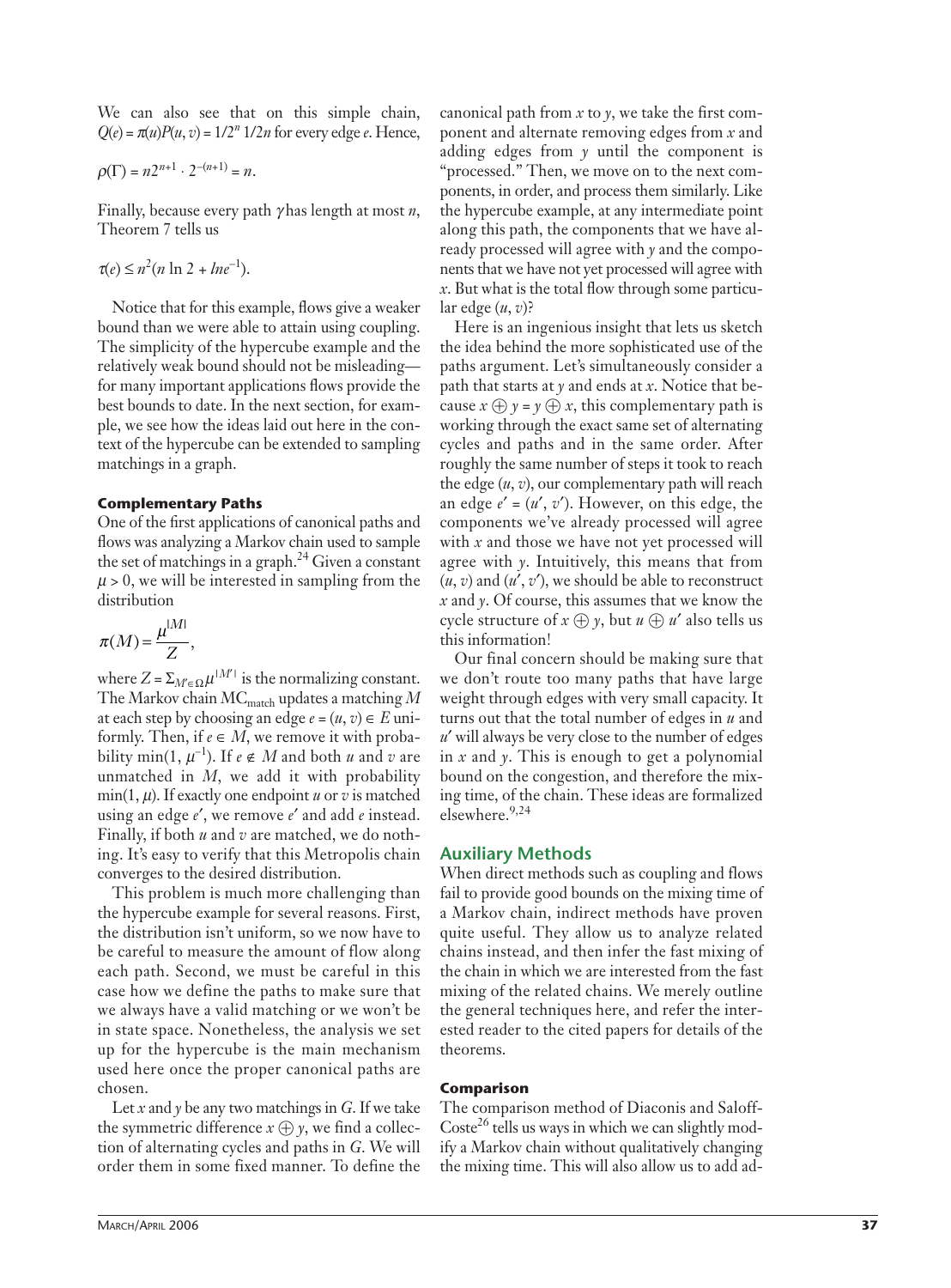We can also see that on this simple chain, $Q(e) = \pi(u)P(u, v) = 1/2^n \, 1/2n$ for every edge $e$. Hence,

$$\rho(\Gamma) = n2^{n+1} \cdot 2^{-(n+1)} = n.$$

Finally, because every path $\gamma$ has length at most $n$, Theorem 7 tells us

$$\tau(e) \leq n^2(n \ln 2 + \ln e^{-1}).$$

Notice that for this example, flows give a weaker bound than we were able to attain using coupling. The simplicity of the hypercube example and the relatively weak bound should not be misleading—for many important applications flows provide the best bounds to date. In the next section, for example, we see how the ideas laid out here in the context of the hypercube can be extended to sampling matchings in a graph.

### Complementary Paths

One of the first applications of canonical paths and flows was analyzing a Markov chain used to sample the set of matchings in a graph.[24] Given a constant $\mu > 0$, we will be interested in sampling from the distribution

$$\pi(M) = \frac{\mu^{|M|}}{Z},$$

where $Z = \Sigma_{M' \in \Omega} \mu^{|M'|}$ is the normalizing constant. The Markov chain $MC_{match}$ updates a matching $M$ at each step by choosing an edge $e = (u, v) \in E$ uniformly. Then, if $e \in M$, we remove it with probability $\min(1, \mu^{-1})$. If $e \notin M$ and both $u$ and $v$ are unmatched in $M$, we add it with probability $\min(1, \mu)$. If exactly one endpoint $u$ or $v$ is matched using an edge $e'$, we remove $e'$ and add $e$ instead. Finally, if both $u$ and $v$ are matched, we do nothing. It's easy to verify that this Metropolis chain converges to the desired distribution.

This problem is much more challenging than the hypercube example for several reasons. First, the distribution isn't uniform, so we now have to be careful to measure the amount of flow along each path. Second, we must be careful in this case how we define the paths to make sure that we always have a valid matching or we won't be in state space. Nonetheless, the analysis we set up for the hypercube is the main mechanism used here once the proper canonical paths are chosen.

Let $x$ and $y$ be any two matchings in $G$. If we take the symmetric difference $x \oplus y$, we find a collection of alternating cycles and paths in $G$. We will order them in some fixed manner. To define the canonical path from $x$ to $y$, we take the first component and alternate removing edges from $x$ and adding edges from $y$ until the component is "processed." Then, we move on to the next components, in order, and process them similarly. Like the hypercube example, at any intermediate point along this path, the components that we have already processed will agree with $y$ and the components that we have not yet processed will agree with $x$. But what is the total flow through some particular edge $(u, v)$?

Here is an ingenious insight that lets us sketch the idea behind the more sophisticated use of the paths argument. Let's simultaneously consider a path that starts at $y$ and ends at $x$. Notice that because $x \oplus y = y \oplus x$, this complementary path is working through the exact same set of alternating cycles and paths and in the same order. After roughly the same number of steps it took to reach the edge $(u, v)$, our complementary path will reach an edge $e' = (u', v')$. However, on this edge, the components we've already processed will agree with $x$ and those we have not yet processed will agree with $y$. Intuitively, this means that from $(u, v)$ and $(u', v')$, we should be able to reconstruct $x$ and $y$. Of course, this assumes that we know the cycle structure of $x \oplus y$, but $u \oplus u'$ also tells us this information!

Our final concern should be making sure that we don't route too many paths that have large weight through edges with very small capacity. It turns out that the total number of edges in $u$ and $u'$ will always be very close to the number of edges in $x$ and $y$. This is enough to get a polynomial bound on the congestion, and therefore the mixing time, of the chain. These ideas are formalized elsewhere.[9,24]

## Auxiliary Methods

When direct methods such as coupling and flows fail to provide good bounds on the mixing time of a Markov chain, indirect methods have proven quite useful. They allow us to analyze related chains instead, and then infer the fast mixing of the chain in which we are interested from the fast mixing of the related chains. We merely outline the general techniques here, and refer the interested reader to the cited papers for details of the theorems.

### Comparison

The comparison method of Diaconis and Saloff-Coste[26] tells us ways in which we can slightly modify a Markov chain without qualitatively changing the mixing time. This will also allow us to add ad-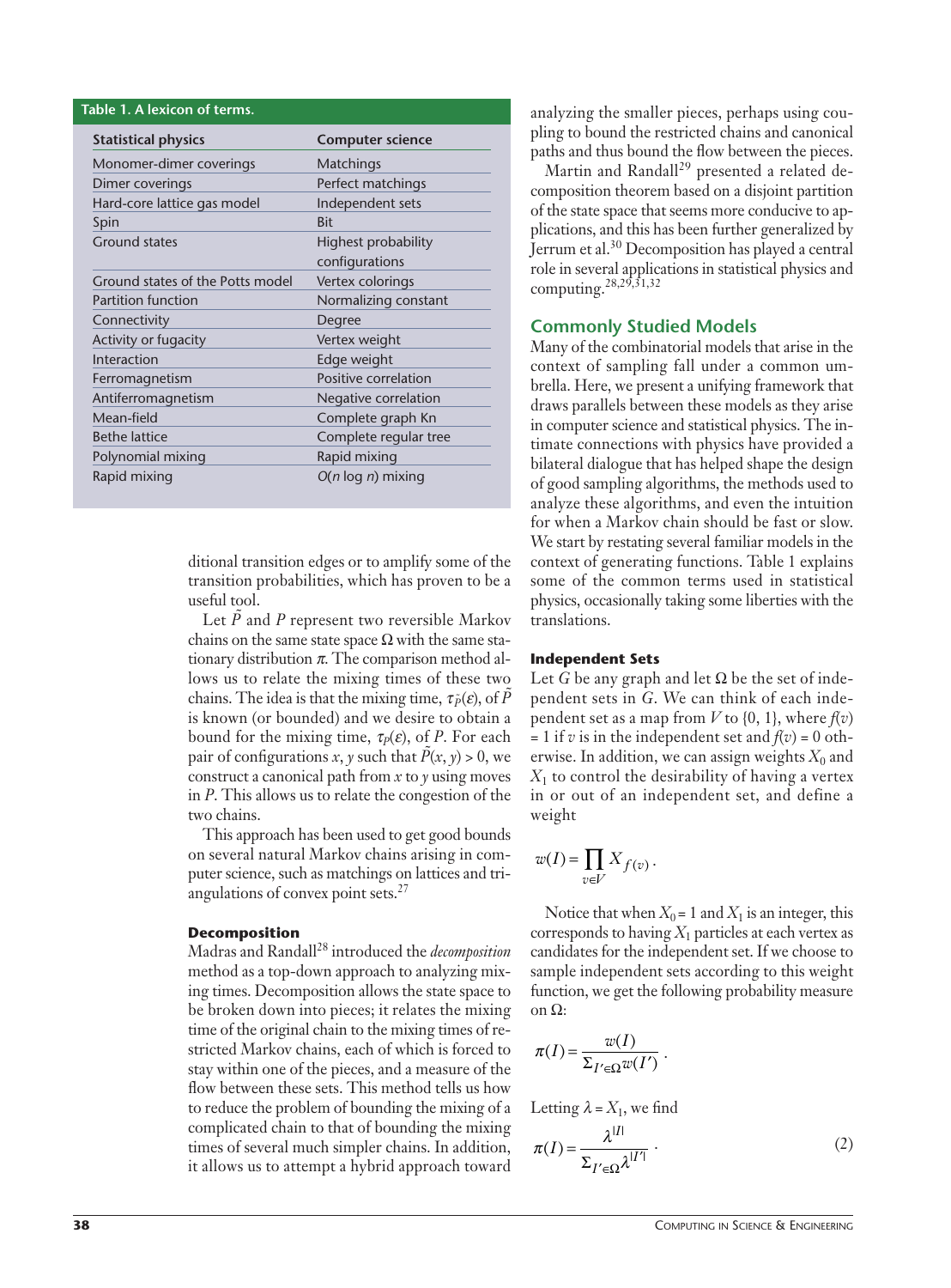**Table 1. A lexicon of terms.**

| Statistical physics | Computer science |
| --- | --- |
| Monomer-dimer coverings | Matchings |
| Dimer coverings | Perfect matchings |
| Hard-core lattice gas model | Independent sets |
| Spin | Bit |
| Ground states | Highest probability configurations |
| Ground states of the Potts model | Vertex colorings |
| Partition function | Normalizing constant |
| Connectivity | Degree |
| Activity or fugacity | Vertex weight |
| Interaction | Edge weight |
| Ferromagnetism | Positive correlation |
| Antiferromagnetism | Negative correlation |
| Mean-field | Complete graph Kn |
| Bethe lattice | Complete regular tree |
| Polynomial mixing | Rapid mixing |
| Rapid mixing | $O(n \log n)$ mixing |

ditional transition edges or to amplify some of the transition probabilities, which has proven to be a useful tool.

Let $\tilde{P}$ and $P$ represent two reversible Markov chains on the same state space $\Omega$ with the same stationary distribution $\pi$. The comparison method allows us to relate the mixing times of these two chains. The idea is that the mixing time, $\tau_{\tilde{P}}(\varepsilon)$, of $\tilde{P}$ is known (or bounded) and we desire to obtain a bound for the mixing time, $\tau_P(\varepsilon)$, of $P$. For each pair of configurations $x, y$ such that $\tilde{P}(x, y) > 0$, we construct a canonical path from $x$ to $y$ using moves in $P$. This allows us to relate the congestion of the two chains.

This approach has been used to get good bounds on several natural Markov chains arising in computer science, such as matchings on lattices and triangulations of convex point sets.[27]

#### Decomposition

Madras and Randall[28] introduced the *decomposition* method as a top-down approach to analyzing mixing times. Decomposition allows the state space to be broken down into pieces; it relates the mixing time of the original chain to the mixing times of restricted Markov chains, each of which is forced to stay within one of the pieces, and a measure of the flow between these sets. This method tells us how to reduce the problem of bounding the mixing of a complicated chain to that of bounding the mixing times of several much simpler chains. In addition, it allows us to attempt a hybrid approach toward analyzing the smaller pieces, perhaps using coupling to bound the restricted chains and canonical paths and thus bound the flow between the pieces.

Martin and Randall[29] presented a related decomposition theorem based on a disjoint partition of the state space that seems more conducive to applications, and this has been further generalized by Jerrum et al.[30] Decomposition has played a central role in several applications in statistical physics and computing.[28,29,31,32]

## Commonly Studied Models

Many of the combinatorial models that arise in the context of sampling fall under a common umbrella. Here, we present a unifying framework that draws parallels between these models as they arise in computer science and statistical physics. The intimate connections with physics have provided a bilateral dialogue that has helped shape the design of good sampling algorithms, the methods used to analyze these algorithms, and even the intuition for when a Markov chain should be fast or slow. We start by restating several familiar models in the context of generating functions. Table 1 explains some of the common terms used in statistical physics, occasionally taking some liberties with the translations.

#### Independent Sets

Let $G$ be any graph and let $\Omega$ be the set of independent sets in $G$. We can think of each independent set as a map from $V$ to $\{0, 1\}$, where $f(v) = 1$ if $v$ is in the independent set and $f(v) = 0$ otherwise. In addition, we can assign weights $X_0$ and $X_1$ to control the desirability of having a vertex in or out of an independent set, and define a weight

$$w(I) = \prod_{v \in V} X_{f(v)}.$$

Notice that when $X_0 = 1$ and $X_1$ is an integer, this corresponds to having $X_1$ particles at each vertex as candidates for the independent set. If we choose to sample independent sets according to this weight function, we get the following probability measure on $\Omega$:

$$\pi(I) = \frac{w(I)}{\Sigma_{I' \in \Omega} w(I')}.$$

Letting $\lambda = X_1$, we find

$$\pi(I) = \frac{\lambda^{|I|}}{\Sigma_{I' \in \Omega} \lambda^{|I'|}}. \qquad (2)$$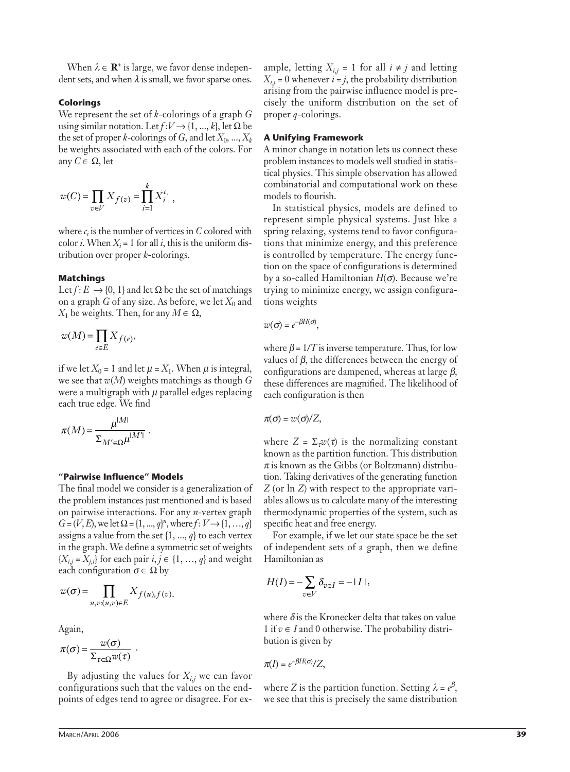When $\lambda \in \mathbf{R}^+$ is large, we favor dense independent sets, and when $\lambda$ is small, we favor sparse ones.

### Colorings

We represent the set of $k$-colorings of a graph $G$ using similar notation. Let $f: V \rightarrow \{1, ..., k\}$, let $\Omega$ be the set of proper $k$-colorings of $G$, and let $X_0, ..., X_k$ be weights associated with each of the colors. For any $C \in \Omega$, let

$$w(C) = \prod_{v \in V} X_{f(v)} = \prod_{i=1}^{k} X_i^{c_i} ,$$

where $c_i$ is the number of vertices in $C$ colored with color $i$. When $X_i = 1$ for all $i$, this is the uniform distribution over proper $k$-colorings.

### Matchings

Let $f: E \rightarrow \{0, 1\}$ and let $\Omega$ be the set of matchings on a graph $G$ of any size. As before, we let $X_0$ and $X_1$ be weights. Then, for any $M \in \Omega$,

$$w(M) = \prod_{e \in E} X_{f(e)},$$

if we let $X_0 = 1$ and let $\mu = X_1$. When $\mu$ is integral, we see that $w(M)$ weights matchings as though $G$ were a multigraph with $\mu$ parallel edges replacing each true edge. We find

$$\pi(M) = \frac{\mu^{|M|}}{\Sigma_{M' \in \Omega} \mu^{|M'|}} .$$

### "Pairwise Influence" Models

The final model we consider is a generalization of the problem instances just mentioned and is based on pairwise interactions. For any $n$-vertex graph $G = (V, E)$, we let $\Omega = \{1, ..., q\}^n$, where $f: V \rightarrow \{1, \ldots, q\}$ assigns a value from the set $\{1, ..., q\}$ to each vertex in the graph. We define a symmetric set of weights $\{X_{i,j} = X_{j,i}\}$ for each pair $i, j \in \{1, \ldots, q\}$ and weight each configuration $\sigma \in \Omega$ by

$$w(\sigma) = \prod_{u,v:(u,v) \in E} X_{f(u), f(v)}.$$

Again,

$$\pi(\sigma) = \frac{w(\sigma)}{\Sigma_{\tau \in \Omega} w(\tau)} .$$

By adjusting the values for $X_{i,j}$ we can favor configurations such that the values on the endpoints of edges tend to agree or disagree. For example, letting $X_{i,j} = 1$ for all $i \neq j$ and letting $X_{i,j} = 0$ whenever $i = j$, the probability distribution arising from the pairwise influence model is precisely the uniform distribution on the set of proper $q$-colorings.

### A Unifying Framework

A minor change in notation lets us connect these problem instances to models well studied in statistical physics. This simple observation has allowed combinatorial and computational work on these models to flourish.

In statistical physics, models are defined to represent simple physical systems. Just like a spring relaxing, systems tend to favor configurations that minimize energy, and this preference is controlled by temperature. The energy function on the space of configurations is determined by a so-called Hamiltonian $H(\sigma)$. Because we're trying to minimize energy, we assign configurations weights

$$w(\sigma) = e^{-\beta H(\sigma)},$$

where $\beta = 1/T$ is inverse temperature. Thus, for low values of $\beta$, the differences between the energy of configurations are dampened, whereas at large $\beta$, these differences are magnified. The likelihood of each configuration is then

$$\pi(\sigma) = w(\sigma)/Z,$$

where $Z = \Sigma_\tau w(\tau)$ is the normalizing constant known as the partition function. This distribution $\pi$ is known as the Gibbs (or Boltzmann) distribution. Taking derivatives of the generating function $Z$ (or $\ln Z$) with respect to the appropriate variables allows us to calculate many of the interesting thermodynamic properties of the system, such as specific heat and free energy.

For example, if we let our state space be the set of independent sets of a graph, then we define Hamiltonian as

$$H(I) = -\sum_{v \in V} \delta_{v \in I} = -|I|,$$

where $\delta$ is the Kronecker delta that takes on value 1 if $v \in I$ and 0 otherwise. The probability distribution is given by

$$\pi(I) = e^{-\beta H(\sigma)}/Z,$$

where $Z$ is the partition function. Setting $\lambda = e^{\beta}$, we see that this is precisely the same distribution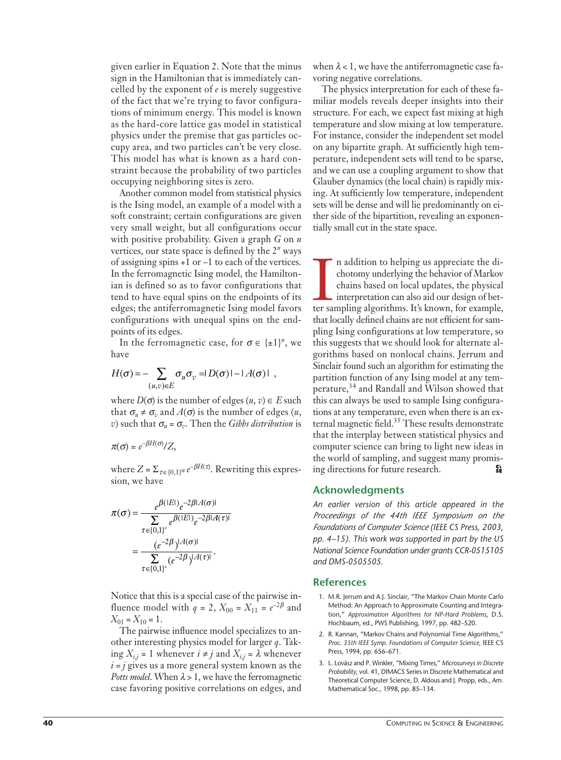given earlier in Equation 2. Note that the minus sign in the Hamiltonian that is immediately cancelled by the exponent of $e$ is merely suggestive of the fact that we're trying to favor configurations of minimum energy. This model is known as the hard-core lattice gas model in statistical physics under the premise that gas particles occupy area, and two particles can't be very close. This model has what is known as a hard constraint because the probability of two particles occupying neighboring sites is zero.

Another common model from statistical physics is the Ising model, an example of a model with a soft constraint; certain configurations are given very small weight, but all configurations occur with positive probability. Given a graph $G$ on $n$ vertices, our state space is defined by the $2^n$ ways of assigning spins +1 or –1 to each of the vertices. In the ferromagnetic Ising model, the Hamiltonian is defined so as to favor configurations that tend to have equal spins on the endpoints of its edges; the antiferromagnetic Ising model favors configurations with unequal spins on the endpoints of its edges.

In the ferromagnetic case, for $\sigma \in \{\pm 1\}^n$, we have

$$H(\sigma) = -\sum_{(u,v)\in E} \sigma_u \sigma_v = |D(\sigma)| - |A(\sigma)| \ ,$$

where $D(\sigma)$ is the number of edges $(u, v) \in E$ such that $\sigma_u \neq \sigma_v$ and $A(\sigma)$ is the number of edges $(u, v)$ such that $\sigma_u = \sigma_v$. Then the *Gibbs distribution* is

$$\pi(\sigma) = e^{-\beta H(\sigma)}/Z,$$

where $Z = \Sigma_{\tau \in \{0,1\}^n} e^{-\beta H(\tau)}$. Rewriting this expression, we have

$$\pi(\sigma) = \frac{e^{\beta(|E|)} e^{-2\beta |A(\sigma)|}}{\sum_{\tau \in \{0,1\}^n} e^{\beta(|E|)} e^{-2\beta |A(\tau)|}} = \frac{(e^{-2\beta})^{|A(\sigma)|}}{\sum_{\tau \in \{0,1\}^n} (e^{-2\beta})^{|A(\tau)|}}.$$

Notice that this is a special case of the pairwise influence model with $q = 2$, $X_{00} = X_{11} = e^{-2\beta}$ and $X_{01} = X_{10} = 1$.

The pairwise influence model specializes to another interesting physics model for larger $q$. Taking $X_{i,j} = 1$ whenever $i \neq j$ and $X_{i,j} = \lambda$ whenever $i = j$ gives us a more general system known as the *Potts model*. When $\lambda > 1$, we have the ferromagnetic case favoring positive correlations on edges, and when $\lambda < 1$, we have the antiferromagnetic case favoring negative correlations.

The physics interpretation for each of these familiar models reveals deeper insights into their structure. For each, we expect fast mixing at high temperature and slow mixing at low temperature. For instance, consider the independent set model on any bipartite graph. At sufficiently high temperature, independent sets will tend to be sparse, and we can use a coupling argument to show that Glauber dynamics (the local chain) is rapidly mixing. At sufficiently low temperature, independent sets will be dense and will lie predominantly on either side of the bipartition, revealing an exponentially small cut in the state space.

In addition to helping us appreciate the dichotomy underlying the behavior of Markov chains based on local updates, the physical interpretation can also aid our design of better sampling algorithms. It's known, for example, that locally defined chains are not efficient for sampling Ising configurations at low temperature, so this suggests that we should look for alternate algorithms based on nonlocal chains. Jerrum and Sinclair found such an algorithm for estimating the partition function of any Ising model at any temperature,[34] and Randall and Wilson showed that this can always be used to sample Ising configurations at any temperature, even when there is an external magnetic field.[35] These results demonstrate that the interplay between statistical physics and computer science can bring to light new ideas in the world of sampling, and suggest many promising directions for future research.

## Acknowledgments

*An earlier version of this article appeared in the Proceedings of the 44th IEEE Symposium on the Foundations of Computer Science (IEEE CS Press, 2003, pp. 4–15). This work was supported in part by the US National Science Foundation under grants CCR-0515105 and DMS-0505505.*

## References

1. M.R. Jerrum and A.J. Sinclair, "The Markov Chain Monte Carlo Method: An Approach to Approximate Counting and Integration," *Approximation Algorithms for NP-Hard Problems*, D.S. Hochbaum, ed., PWS Publishing, 1997, pp. 482–520.
2. R. Kannan, "Markov Chains and Polynomial Time Algorithms," *Proc. 35th IEEE Symp. Foundations of Computer Science*, IEEE CS Press, 1994, pp. 656–671.
3. L. Lovász and P. Winkler, "Mixing Times," *Microsurveys in Discrete Probability*, vol. 41, DIMACS Series in Discrete Mathematical and Theoretical Computer Science, D. Aldous and J. Propp, eds., Am. Mathematical Soc., 1998, pp. 85–134.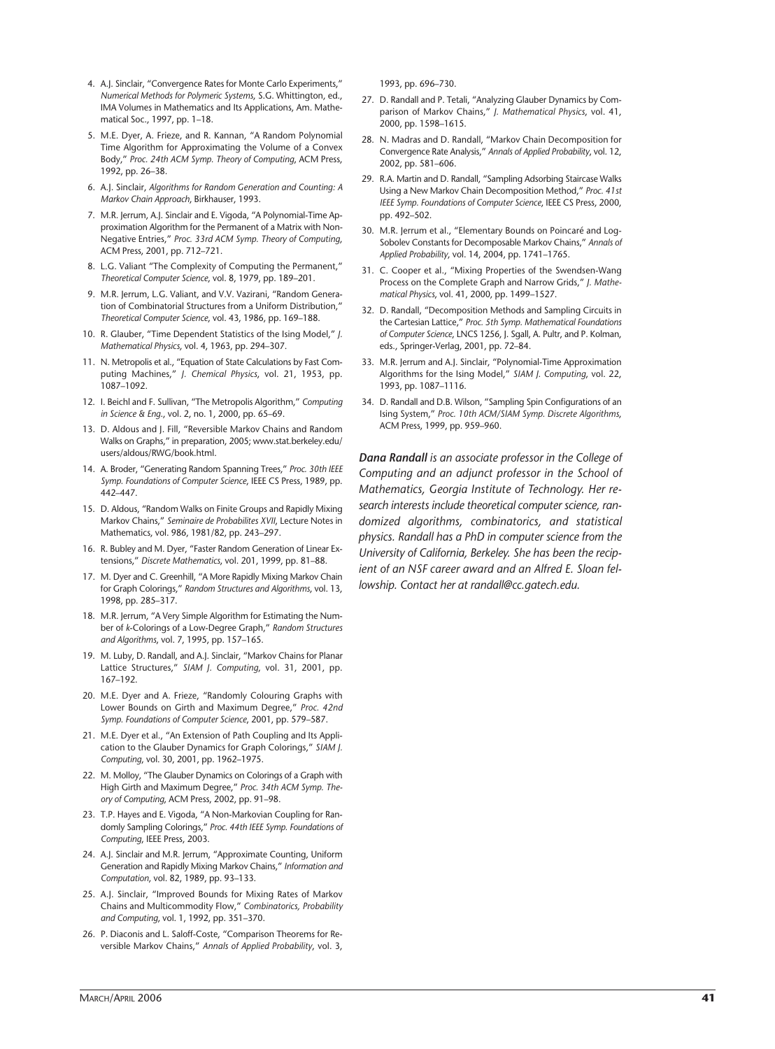4. A.J. Sinclair, "Convergence Rates for Monte Carlo Experiments," *Numerical Methods for Polymeric Systems*, S.G. Whittington, ed., IMA Volumes in Mathematics and Its Applications, Am. Mathematical Soc., 1997, pp. 1–18.
5. M.E. Dyer, A. Frieze, and R. Kannan, "A Random Polynomial Time Algorithm for Approximating the Volume of a Convex Body," *Proc. 24th ACM Symp. Theory of Computing*, ACM Press, 1992, pp. 26–38.
6. A.J. Sinclair, *Algorithms for Random Generation and Counting: A Markov Chain Approach*, Birkhauser, 1993.
7. M.R. Jerrum, A.J. Sinclair and E. Vigoda, "A Polynomial-Time Approximation Algorithm for the Permanent of a Matrix with Non-Negative Entries," *Proc. 33rd ACM Symp. Theory of Computing*, ACM Press, 2001, pp. 712–721.
8. L.G. Valiant "The Complexity of Computing the Permanent," *Theoretical Computer Science*, vol. 8, 1979, pp. 189–201.
9. M.R. Jerrum, L.G. Valiant, and V.V. Vazirani, "Random Generation of Combinatorial Structures from a Uniform Distribution," *Theoretical Computer Science*, vol. 43, 1986, pp. 169–188.
10. R. Glauber, "Time Dependent Statistics of the Ising Model," *J. Mathematical Physics*, vol. 4, 1963, pp. 294–307.
11. N. Metropolis et al., "Equation of State Calculations by Fast Computing Machines," *J. Chemical Physics*, vol. 21, 1953, pp. 1087–1092.
12. I. Beichl and F. Sullivan, "The Metropolis Algorithm," *Computing in Science & Eng.*, vol. 2, no. 1, 2000, pp. 65–69.
13. D. Aldous and J. Fill, "Reversible Markov Chains and Random Walks on Graphs," in preparation, 2005; www.stat.berkeley.edu/users/aldous/RWG/book.html.
14. A. Broder, "Generating Random Spanning Trees," *Proc. 30th IEEE Symp. Foundations of Computer Science*, IEEE CS Press, 1989, pp. 442–447.
15. D. Aldous, "Random Walks on Finite Groups and Rapidly Mixing Markov Chains," *Seminaire de Probabilites XVII*, Lecture Notes in Mathematics, vol. 986, 1981/82, pp. 243–297.
16. R. Bubley and M. Dyer, "Faster Random Generation of Linear Extensions," *Discrete Mathematics*, vol. 201, 1999, pp. 81–88.
17. M. Dyer and C. Greenhill, "A More Rapidly Mixing Markov Chain for Graph Colorings," *Random Structures and Algorithms*, vol. 13, 1998, pp. 285–317.
18. M.R. Jerrum, "A Very Simple Algorithm for Estimating the Number of *k*-Colorings of a Low-Degree Graph," *Random Structures and Algorithms*, vol. 7, 1995, pp. 157–165.
19. M. Luby, D. Randall, and A.J. Sinclair, "Markov Chains for Planar Lattice Structures," *SIAM J. Computing*, vol. 31, 2001, pp. 167–192.
20. M.E. Dyer and A. Frieze, "Randomly Colouring Graphs with Lower Bounds on Girth and Maximum Degree," *Proc. 42nd Symp. Foundations of Computer Science*, 2001, pp. 579–587.
21. M.E. Dyer et al., "An Extension of Path Coupling and Its Application to the Glauber Dynamics for Graph Colorings," *SIAM J. Computing*, vol. 30, 2001, pp. 1962–1975.
22. M. Molloy, "The Glauber Dynamics on Colorings of a Graph with High Girth and Maximum Degree," *Proc. 34th ACM Symp. Theory of Computing*, ACM Press, 2002, pp. 91–98.
23. T.P. Hayes and E. Vigoda, "A Non-Markovian Coupling for Randomly Sampling Colorings," *Proc. 44th IEEE Symp. Foundations of Computing*, IEEE Press, 2003.
24. A.J. Sinclair and M.R. Jerrum, "Approximate Counting, Uniform Generation and Rapidly Mixing Markov Chains," *Information and Computation*, vol. 82, 1989, pp. 93–133.
25. A.J. Sinclair, "Improved Bounds for Mixing Rates of Markov Chains and Multicommodity Flow," *Combinatorics, Probability and Computing*, vol. 1, 1992, pp. 351–370.
26. P. Diaconis and L. Saloff-Coste, "Comparison Theorems for Reversible Markov Chains," *Annals of Applied Probability*, vol. 3, 1993, pp. 696–730.
27. D. Randall and P. Tetali, "Analyzing Glauber Dynamics by Comparison of Markov Chains," *J. Mathematical Physics*, vol. 41, 2000, pp. 1598–1615.
28. N. Madras and D. Randall, "Markov Chain Decomposition for Convergence Rate Analysis," *Annals of Applied Probability*, vol. 12, 2002, pp. 581–606.
29. R.A. Martin and D. Randall, "Sampling Adsorbing Staircase Walks Using a New Markov Chain Decomposition Method," *Proc. 41st IEEE Symp. Foundations of Computer Science*, IEEE CS Press, 2000, pp. 492–502.
30. M.R. Jerrum et al., "Elementary Bounds on Poincaré and Log-Sobolev Constants for Decomposable Markov Chains," *Annals of Applied Probability*, vol. 14, 2004, pp. 1741–1765.
31. C. Cooper et al., "Mixing Properties of the Swendsen-Wang Process on the Complete Graph and Narrow Grids," *J. Mathematical Physics*, vol. 41, 2000, pp. 1499–1527.
32. D. Randall, "Decomposition Methods and Sampling Circuits in the Cartesian Lattice," *Proc. 5th Symp. Mathematical Foundations of Computer Science*, LNCS 1256, J. Sgall, A. Pultr, and P. Kolman, eds., Springer-Verlag, 2001, pp. 72–84.
33. M.R. Jerrum and A.J. Sinclair, "Polynomial-Time Approximation Algorithms for the Ising Model," *SIAM J. Computing*, vol. 22, 1993, pp. 1087–1116.
34. D. Randall and D.B. Wilson, "Sampling Spin Configurations of an Ising System," *Proc. 10th ACM/SIAM Symp. Discrete Algorithms*, ACM Press, 1999, pp. 959–960.

***Dana Randall*** *is an associate professor in the College of Computing and an adjunct professor in the School of Mathematics, Georgia Institute of Technology. Her research interests include theoretical computer science, randomized algorithms, combinatorics, and statistical physics. Randall has a PhD in computer science from the University of California, Berkeley. She has been the recipient of an NSF career award and an Alfred E. Sloan fellowship. Contact her at randall@cc.gatech.edu.*